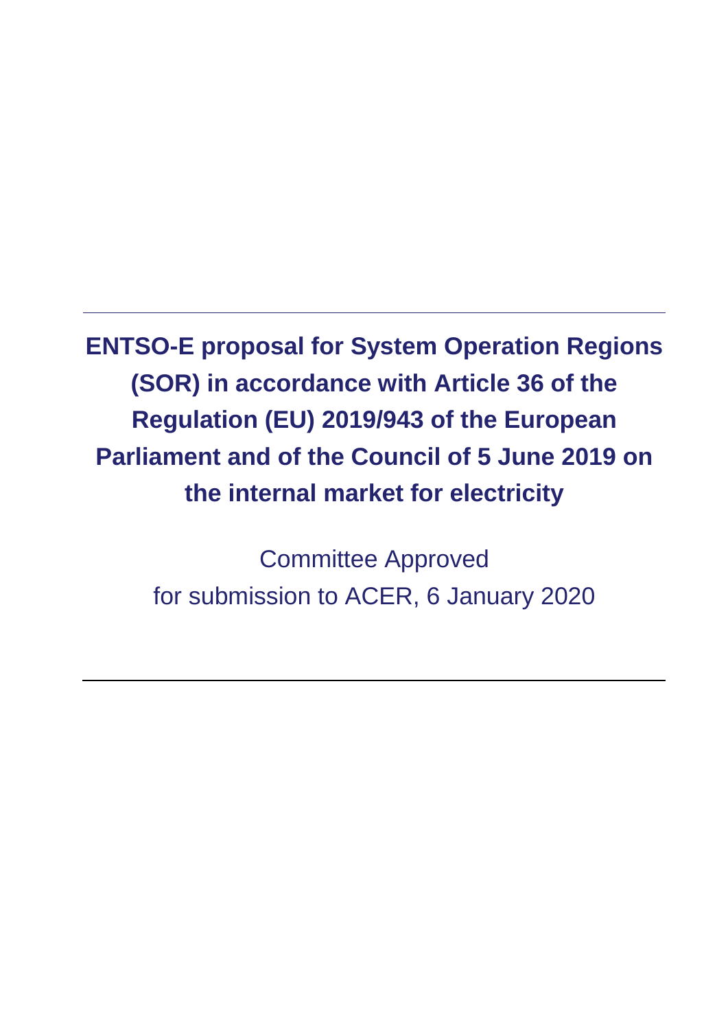---

# ENTSO-E proposal for System Operation Regions (SOR) in accordance with Article 36 of the Regulation (EU) 2019/943 of the European Parliament and of the Council of 5 June 2019 on the internal market for electricity

Committee Approved
for submission to ACER, 6 January 2020

---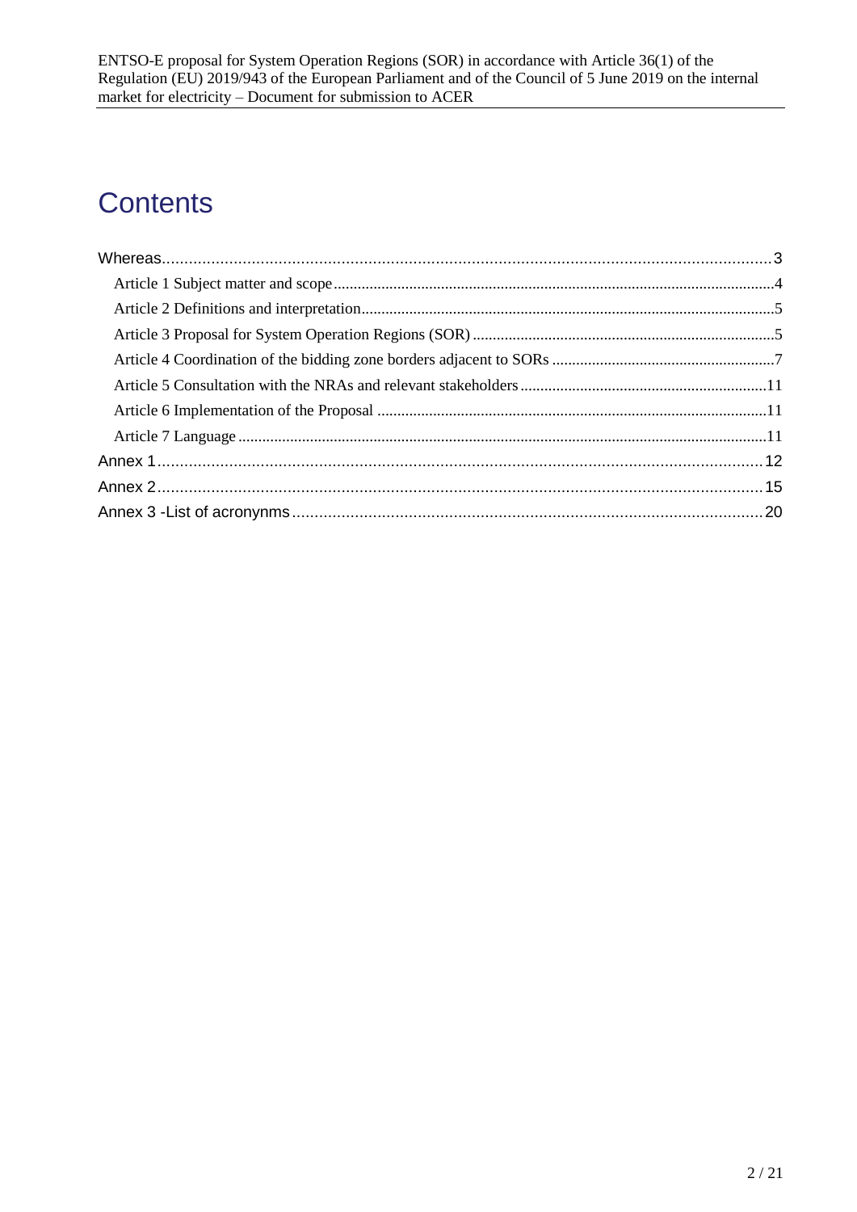# Contents

Whereas....................................................................................................................................3

Article 1 Subject matter and scope..............................................................................................4

Article 2 Definitions and interpretation.......................................................................................5

Article 3 Proposal for System Operation Regions (SOR)............................................................5

Article 4 Coordination of the bidding zone borders adjacent to SORs........................................7

Article 5 Consultation with the NRAs and relevant stakeholders..............................................11

Article 6 Implementation of the Proposal..................................................................................11

Article 7 Language.....................................................................................................................11

Annex 1......................................................................................................................................12

Annex 2......................................................................................................................................15

Annex 3 -List of acronynms.......................................................................................................20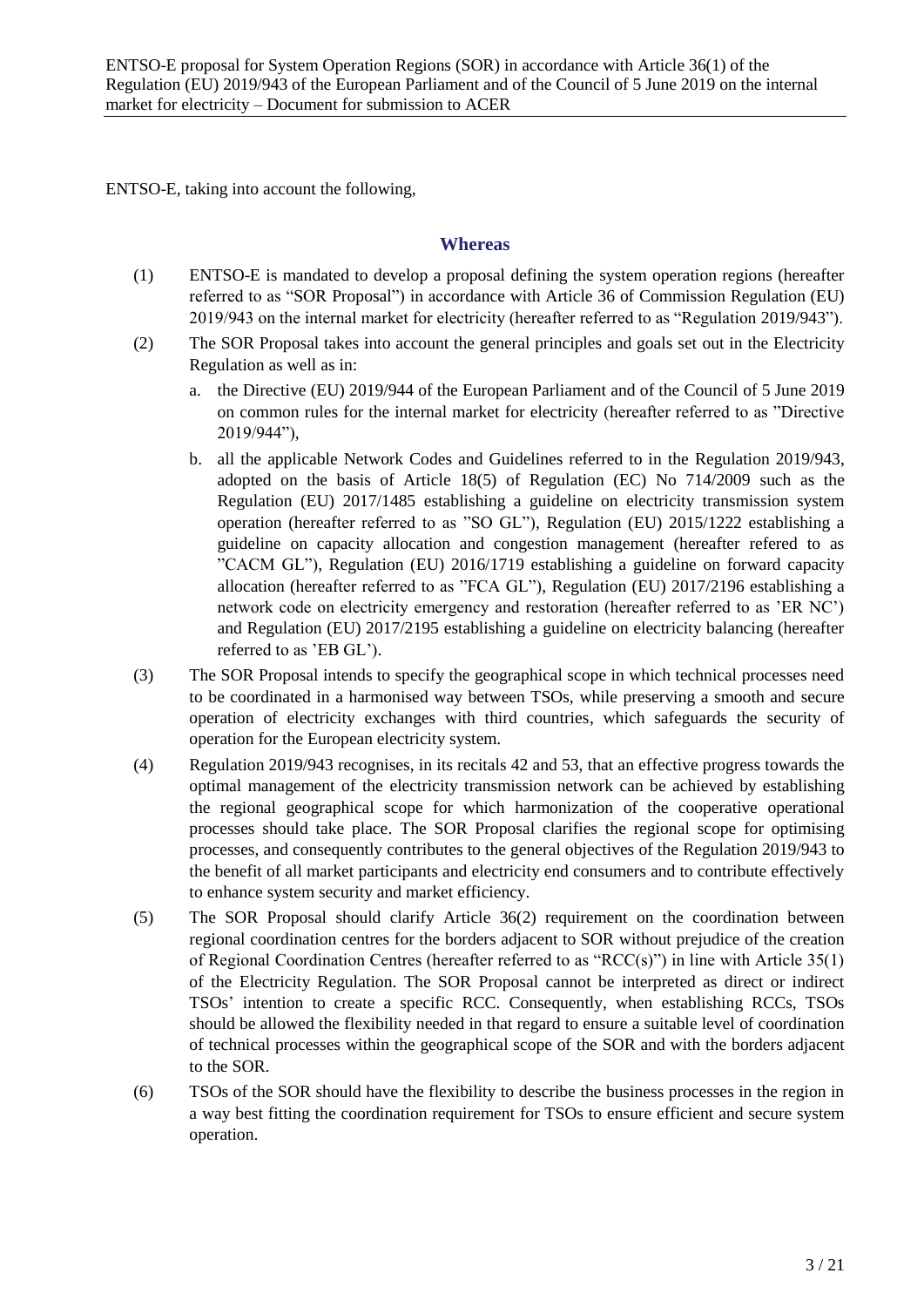ENTSO-E, taking into account the following,

## Whereas

(1) ENTSO-E is mandated to develop a proposal defining the system operation regions (hereafter referred to as "SOR Proposal") in accordance with Article 36 of Commission Regulation (EU) 2019/943 on the internal market for electricity (hereafter referred to as "Regulation 2019/943").

(2) The SOR Proposal takes into account the general principles and goals set out in the Electricity Regulation as well as in:

   a. the Directive (EU) 2019/944 of the European Parliament and of the Council of 5 June 2019 on common rules for the internal market for electricity (hereafter referred to as "Directive 2019/944"),

   b. all the applicable Network Codes and Guidelines referred to in the Regulation 2019/943, adopted on the basis of Article 18(5) of Regulation (EC) No 714/2009 such as the Regulation (EU) 2017/1485 establishing a guideline on electricity transmission system operation (hereafter referred to as "SO GL"), Regulation (EU) 2015/1222 establishing a guideline on capacity allocation and congestion management (hereafter refered to as "CACM GL"), Regulation (EU) 2016/1719 establishing a guideline on forward capacity allocation (hereafter referred to as "FCA GL"), Regulation (EU) 2017/2196 establishing a network code on electricity emergency and restoration (hereafter referred to as 'ER NC') and Regulation (EU) 2017/2195 establishing a guideline on electricity balancing (hereafter referred to as 'EB GL').

(3) The SOR Proposal intends to specify the geographical scope in which technical processes need to be coordinated in a harmonised way between TSOs, while preserving a smooth and secure operation of electricity exchanges with third countries, which safeguards the security of operation for the European electricity system.

(4) Regulation 2019/943 recognises, in its recitals 42 and 53, that an effective progress towards the optimal management of the electricity transmission network can be achieved by establishing the regional geographical scope for which harmonization of the cooperative operational processes should take place. The SOR Proposal clarifies the regional scope for optimising processes, and consequently contributes to the general objectives of the Regulation 2019/943 to the benefit of all market participants and electricity end consumers and to contribute effectively to enhance system security and market efficiency.

(5) The SOR Proposal should clarify Article 36(2) requirement on the coordination between regional coordination centres for the borders adjacent to SOR without prejudice of the creation of Regional Coordination Centres (hereafter referred to as "RCC(s)") in line with Article 35(1) of the Electricity Regulation. The SOR Proposal cannot be interpreted as direct or indirect TSOs' intention to create a specific RCC. Consequently, when establishing RCCs, TSOs should be allowed the flexibility needed in that regard to ensure a suitable level of coordination of technical processes within the geographical scope of the SOR and with the borders adjacent to the SOR.

(6) TSOs of the SOR should have the flexibility to describe the business processes in the region in a way best fitting the coordination requirement for TSOs to ensure efficient and secure system operation.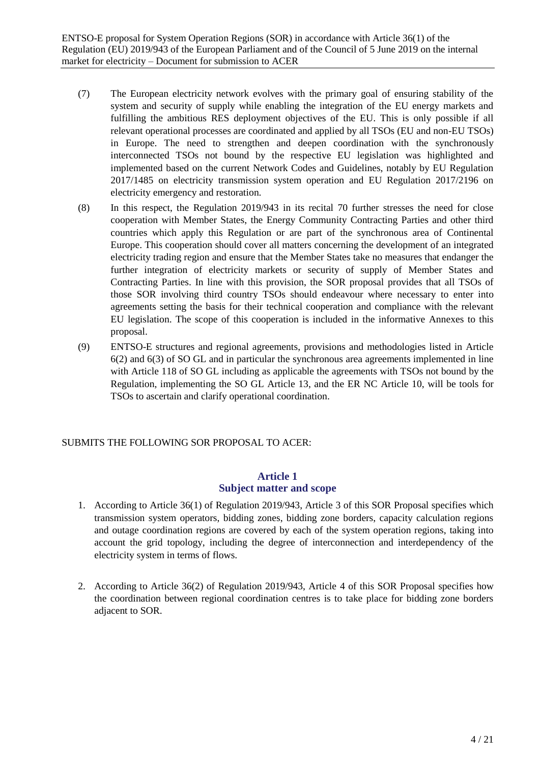(7) The European electricity network evolves with the primary goal of ensuring stability of the system and security of supply while enabling the integration of the EU energy markets and fulfilling the ambitious RES deployment objectives of the EU. This is only possible if all relevant operational processes are coordinated and applied by all TSOs (EU and non-EU TSOs) in Europe. The need to strengthen and deepen coordination with the synchronously interconnected TSOs not bound by the respective EU legislation was highlighted and implemented based on the current Network Codes and Guidelines, notably by EU Regulation 2017/1485 on electricity transmission system operation and EU Regulation 2017/2196 on electricity emergency and restoration.

(8) In this respect, the Regulation 2019/943 in its recital 70 further stresses the need for close cooperation with Member States, the Energy Community Contracting Parties and other third countries which apply this Regulation or are part of the synchronous area of Continental Europe. This cooperation should cover all matters concerning the development of an integrated electricity trading region and ensure that the Member States take no measures that endanger the further integration of electricity markets or security of supply of Member States and Contracting Parties. In line with this provision, the SOR proposal provides that all TSOs of those SOR involving third country TSOs should endeavour where necessary to enter into agreements setting the basis for their technical cooperation and compliance with the relevant EU legislation. The scope of this cooperation is included in the informative Annexes to this proposal.

(9) ENTSO-E structures and regional agreements, provisions and methodologies listed in Article 6(2) and 6(3) of SO GL and in particular the synchronous area agreements implemented in line with Article 118 of SO GL including as applicable the agreements with TSOs not bound by the Regulation, implementing the SO GL Article 13, and the ER NC Article 10, will be tools for TSOs to ascertain and clarify operational coordination.

SUBMITS THE FOLLOWING SOR PROPOSAL TO ACER:

## Article 1
## Subject matter and scope

1. According to Article 36(1) of Regulation 2019/943, Article 3 of this SOR Proposal specifies which transmission system operators, bidding zones, bidding zone borders, capacity calculation regions and outage coordination regions are covered by each of the system operation regions, taking into account the grid topology, including the degree of interconnection and interdependency of the electricity system in terms of flows.

2. According to Article 36(2) of Regulation 2019/943, Article 4 of this SOR Proposal specifies how the coordination between regional coordination centres is to take place for bidding zone borders adjacent to SOR.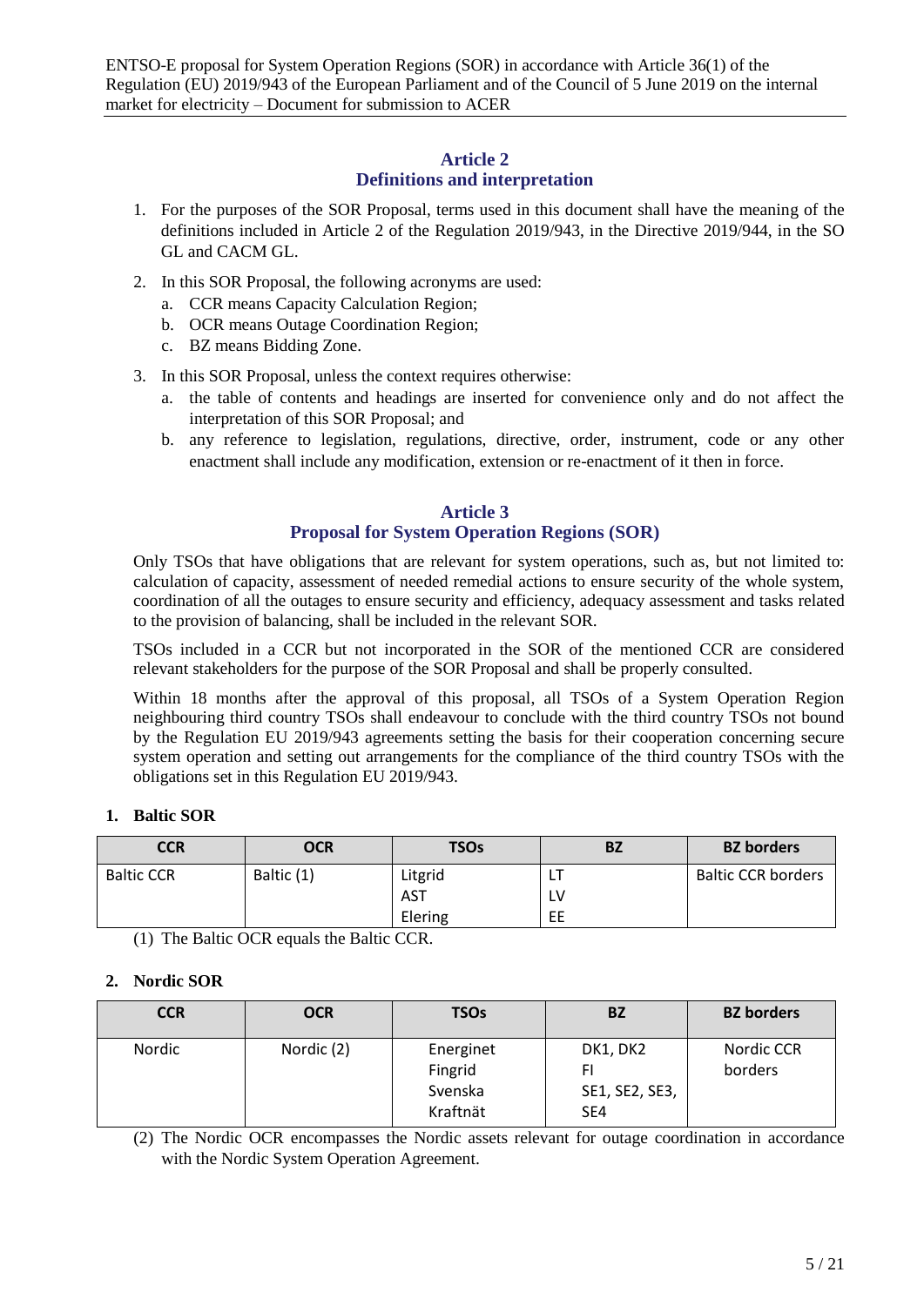## Article 2
## Definitions and interpretation

1. For the purposes of the SOR Proposal, terms used in this document shall have the meaning of the definitions included in Article 2 of the Regulation 2019/943, in the Directive 2019/944, in the SO GL and CACM GL.
2. In this SOR Proposal, the following acronyms are used:
   a. CCR means Capacity Calculation Region;
   b. OCR means Outage Coordination Region;
   c. BZ means Bidding Zone.
3. In this SOR Proposal, unless the context requires otherwise:
   a. the table of contents and headings are inserted for convenience only and do not affect the interpretation of this SOR Proposal; and
   b. any reference to legislation, regulations, directive, order, instrument, code or any other enactment shall include any modification, extension or re-enactment of it then in force.

## Article 3
## Proposal for System Operation Regions (SOR)

Only TSOs that have obligations that are relevant for system operations, such as, but not limited to: calculation of capacity, assessment of needed remedial actions to ensure security of the whole system, coordination of all the outages to ensure security and efficiency, adequacy assessment and tasks related to the provision of balancing, shall be included in the relevant SOR.

TSOs included in a CCR but not incorporated in the SOR of the mentioned CCR are considered relevant stakeholders for the purpose of the SOR Proposal and shall be properly consulted.

Within 18 months after the approval of this proposal, all TSOs of a System Operation Region neighbouring third country TSOs shall endeavour to conclude with the third country TSOs not bound by the Regulation EU 2019/943 agreements setting the basis for their cooperation concerning secure system operation and setting out arrangements for the compliance of the third country TSOs with the obligations set in this Regulation EU 2019/943.

**1. Baltic SOR**

| CCR | OCR | TSOs | BZ | BZ borders |
|---|---|---|---|---|
| Baltic CCR | Baltic (1) | Litgrid<br>AST<br>Elering | LT<br>LV<br>EE | Baltic CCR borders |

(1) The Baltic OCR equals the Baltic CCR.

**2. Nordic SOR**

| CCR | OCR | TSOs | BZ | BZ borders |
|---|---|---|---|---|
| Nordic | Nordic (2) | Energinet<br>Fingrid<br>Svenska Kraftnät | DK1, DK2<br>FI<br>SE1, SE2, SE3, SE4 | Nordic CCR borders |

(2) The Nordic OCR encompasses the Nordic assets relevant for outage coordination in accordance with the Nordic System Operation Agreement.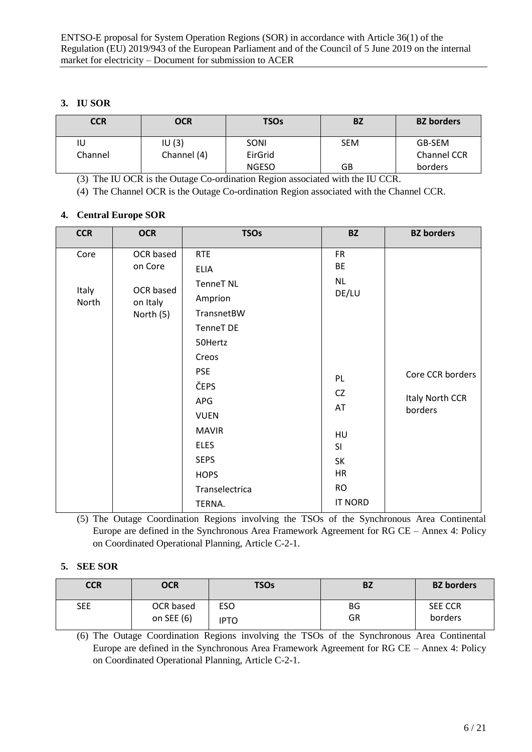### 3. IU SOR

| CCR | OCR | TSOs | BZ | BZ borders |
|---|---|---|---|---|
| IU<br>Channel | IU (3)<br>Channel (4) | SONI<br>EirGrid<br>NGESO | SEM<br><br>GB | GB-SEM<br>Channel CCR borders |

(3) The IU OCR is the Outage Co-ordination Region associated with the IU CCR.

(4) The Channel OCR is the Outage Co-ordination Region associated with the Channel CCR.

### 4. Central Europe SOR

| CCR | OCR | TSOs | BZ | BZ borders |
|---|---|---|---|---|
| Core<br><br>Italy North | OCR based on Core<br><br>OCR based on Italy North (5) | RTE<br>ELIA<br>TenneT NL<br>Amprion<br>TransnetBW<br>TenneT DE<br>50Hertz<br>Creos<br>PSE<br>ČEPS<br>APG<br>VUEN<br>MAVIR<br>ELES<br>SEPS<br>HOPS<br>Transelectrica<br>TERNA. | FR<br>BE<br>NL<br>DE/LU<br><br><br><br><br>PL<br>CZ<br>AT<br><br>HU<br>SI<br>SK<br>HR<br>RO<br>IT NORD | Core CCR borders<br><br>Italy North CCR borders |

(5) The Outage Coordination Regions involving the TSOs of the Synchronous Area Continental Europe are defined in the Synchronous Area Framework Agreement for RG CE – Annex 4: Policy on Coordinated Operational Planning, Article C-2-1.

### 5. SEE SOR

| CCR | OCR | TSOs | BZ | BZ borders |
|---|---|---|---|---|
| SEE | OCR based on SEE (6) | ESO<br>IPTO | BG<br>GR | SEE CCR borders |

(6) The Outage Coordination Regions involving the TSOs of the Synchronous Area Continental Europe are defined in the Synchronous Area Framework Agreement for RG CE – Annex 4: Policy on Coordinated Operational Planning, Article C-2-1.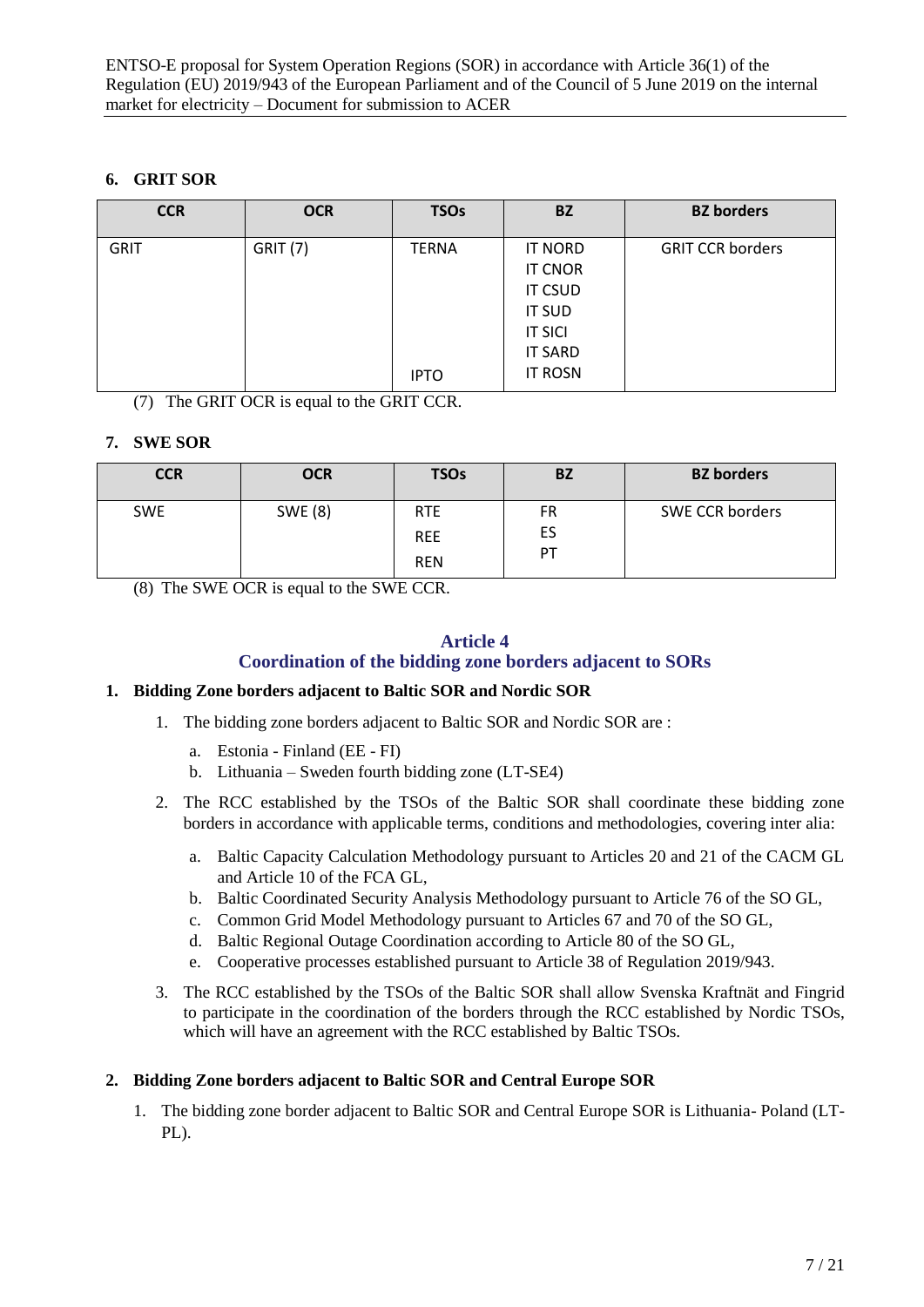### 6. GRIT SOR

| CCR | OCR | TSOs | BZ | BZ borders |
| --- | --- | --- | --- | --- |
| GRIT | GRIT (7) | TERNA<br><br><br><br><br><br>IPTO | IT NORD<br>IT CNOR<br>IT CSUD<br>IT SUD<br>IT SICI<br>IT SARD<br>IT ROSN | GRIT CCR borders |

(7) The GRIT OCR is equal to the GRIT CCR.

### 7. SWE SOR

| CCR | OCR | TSOs | BZ | BZ borders |
| --- | --- | --- | --- | --- |
| SWE | SWE (8) | RTE<br>REE<br>REN | FR<br>ES<br>PT | SWE CCR borders |

(8) The SWE OCR is equal to the SWE CCR.

## Article 4
## Coordination of the bidding zone borders adjacent to SORs

### 1. Bidding Zone borders adjacent to Baltic SOR and Nordic SOR

1. The bidding zone borders adjacent to Baltic SOR and Nordic SOR are :
   a. Estonia - Finland (EE - FI)
   b. Lithuania – Sweden fourth bidding zone (LT-SE4)
2. The RCC established by the TSOs of the Baltic SOR shall coordinate these bidding zone borders in accordance with applicable terms, conditions and methodologies, covering inter alia:
   a. Baltic Capacity Calculation Methodology pursuant to Articles 20 and 21 of the CACM GL and Article 10 of the FCA GL,
   b. Baltic Coordinated Security Analysis Methodology pursuant to Article 76 of the SO GL,
   c. Common Grid Model Methodology pursuant to Articles 67 and 70 of the SO GL,
   d. Baltic Regional Outage Coordination according to Article 80 of the SO GL,
   e. Cooperative processes established pursuant to Article 38 of Regulation 2019/943.
3. The RCC established by the TSOs of the Baltic SOR shall allow Svenska Kraftnät and Fingrid to participate in the coordination of the borders through the RCC established by Nordic TSOs, which will have an agreement with the RCC established by Baltic TSOs.

### 2. Bidding Zone borders adjacent to Baltic SOR and Central Europe SOR

1. The bidding zone border adjacent to Baltic SOR and Central Europe SOR is Lithuania- Poland (LT-PL).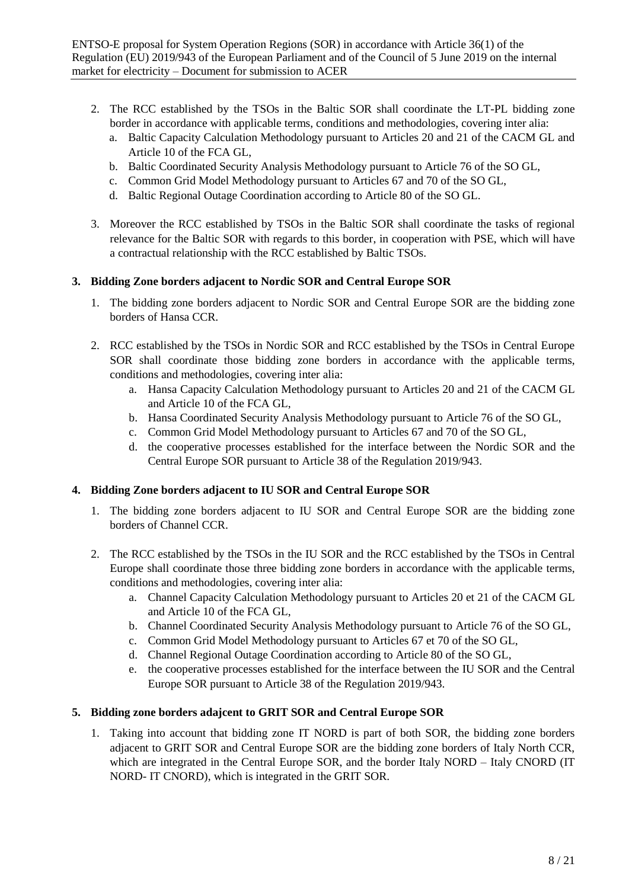2. The RCC established by the TSOs in the Baltic SOR shall coordinate the LT-PL bidding zone border in accordance with applicable terms, conditions and methodologies, covering inter alia:
   a. Baltic Capacity Calculation Methodology pursuant to Articles 20 and 21 of the CACM GL and Article 10 of the FCA GL,
   b. Baltic Coordinated Security Analysis Methodology pursuant to Article 76 of the SO GL,
   c. Common Grid Model Methodology pursuant to Articles 67 and 70 of the SO GL,
   d. Baltic Regional Outage Coordination according to Article 80 of the SO GL.

3. Moreover the RCC established by TSOs in the Baltic SOR shall coordinate the tasks of regional relevance for the Baltic SOR with regards to this border, in cooperation with PSE, which will have a contractual relationship with the RCC established by Baltic TSOs.

## 3. Bidding Zone borders adjacent to Nordic SOR and Central Europe SOR

1. The bidding zone borders adjacent to Nordic SOR and Central Europe SOR are the bidding zone borders of Hansa CCR.

2. RCC established by the TSOs in Nordic SOR and RCC established by the TSOs in Central Europe SOR shall coordinate those bidding zone borders in accordance with the applicable terms, conditions and methodologies, covering inter alia:
   a. Hansa Capacity Calculation Methodology pursuant to Articles 20 and 21 of the CACM GL and Article 10 of the FCA GL,
   b. Hansa Coordinated Security Analysis Methodology pursuant to Article 76 of the SO GL,
   c. Common Grid Model Methodology pursuant to Articles 67 and 70 of the SO GL,
   d. the cooperative processes established for the interface between the Nordic SOR and the Central Europe SOR pursuant to Article 38 of the Regulation 2019/943.

## 4. Bidding Zone borders adjacent to IU SOR and Central Europe SOR

1. The bidding zone borders adjacent to IU SOR and Central Europe SOR are the bidding zone borders of Channel CCR.

2. The RCC established by the TSOs in the IU SOR and the RCC established by the TSOs in Central Europe shall coordinate those three bidding zone borders in accordance with the applicable terms, conditions and methodologies, covering inter alia:
   a. Channel Capacity Calculation Methodology pursuant to Articles 20 et 21 of the CACM GL and Article 10 of the FCA GL,
   b. Channel Coordinated Security Analysis Methodology pursuant to Article 76 of the SO GL,
   c. Common Grid Model Methodology pursuant to Articles 67 et 70 of the SO GL,
   d. Channel Regional Outage Coordination according to Article 80 of the SO GL,
   e. the cooperative processes established for the interface between the IU SOR and the Central Europe SOR pursuant to Article 38 of the Regulation 2019/943.

## 5. Bidding zone borders adajcent to GRIT SOR and Central Europe SOR

1. Taking into account that bidding zone IT NORD is part of both SOR, the bidding zone borders adjacent to GRIT SOR and Central Europe SOR are the bidding zone borders of Italy North CCR, which are integrated in the Central Europe SOR, and the border Italy NORD – Italy CNORD (IT NORD- IT CNORD), which is integrated in the GRIT SOR.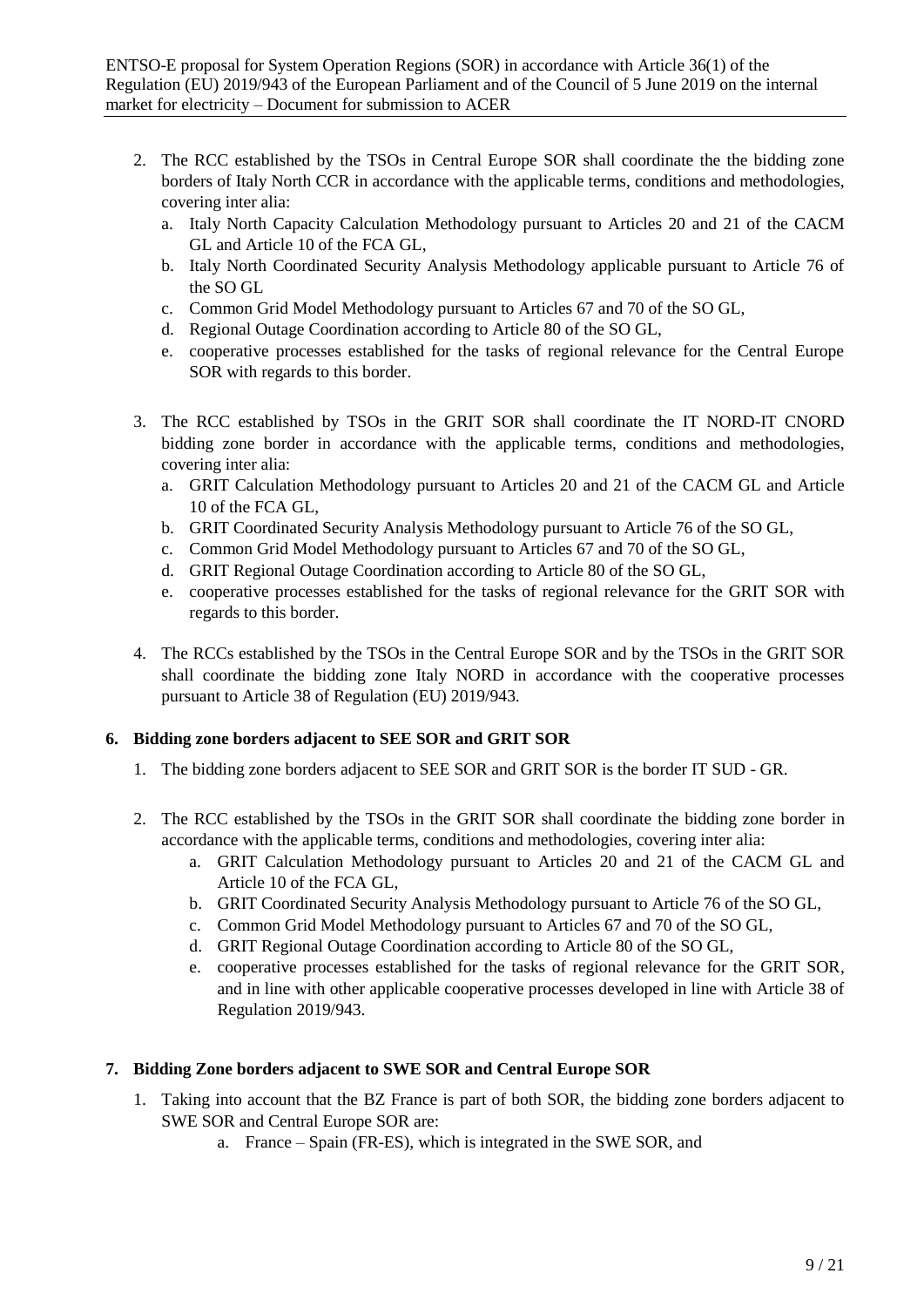2. The RCC established by the TSOs in Central Europe SOR shall coordinate the the bidding zone borders of Italy North CCR in accordance with the applicable terms, conditions and methodologies, covering inter alia:
   a. Italy North Capacity Calculation Methodology pursuant to Articles 20 and 21 of the CACM GL and Article 10 of the FCA GL,
   b. Italy North Coordinated Security Analysis Methodology applicable pursuant to Article 76 of the SO GL
   c. Common Grid Model Methodology pursuant to Articles 67 and 70 of the SO GL,
   d. Regional Outage Coordination according to Article 80 of the SO GL,
   e. cooperative processes established for the tasks of regional relevance for the Central Europe SOR with regards to this border.

3. The RCC established by TSOs in the GRIT SOR shall coordinate the IT NORD-IT CNORD bidding zone border in accordance with the applicable terms, conditions and methodologies, covering inter alia:
   a. GRIT Calculation Methodology pursuant to Articles 20 and 21 of the CACM GL and Article 10 of the FCA GL,
   b. GRIT Coordinated Security Analysis Methodology pursuant to Article 76 of the SO GL,
   c. Common Grid Model Methodology pursuant to Articles 67 and 70 of the SO GL,
   d. GRIT Regional Outage Coordination according to Article 80 of the SO GL,
   e. cooperative processes established for the tasks of regional relevance for the GRIT SOR with regards to this border.

4. The RCCs established by the TSOs in the Central Europe SOR and by the TSOs in the GRIT SOR shall coordinate the bidding zone Italy NORD in accordance with the cooperative processes pursuant to Article 38 of Regulation (EU) 2019/943.

## 6. Bidding zone borders adjacent to SEE SOR and GRIT SOR

1. The bidding zone borders adjacent to SEE SOR and GRIT SOR is the border IT SUD - GR.

2. The RCC established by the TSOs in the GRIT SOR shall coordinate the bidding zone border in accordance with the applicable terms, conditions and methodologies, covering inter alia:
   a. GRIT Calculation Methodology pursuant to Articles 20 and 21 of the CACM GL and Article 10 of the FCA GL,
   b. GRIT Coordinated Security Analysis Methodology pursuant to Article 76 of the SO GL,
   c. Common Grid Model Methodology pursuant to Articles 67 and 70 of the SO GL,
   d. GRIT Regional Outage Coordination according to Article 80 of the SO GL,
   e. cooperative processes established for the tasks of regional relevance for the GRIT SOR, and in line with other applicable cooperative processes developed in line with Article 38 of Regulation 2019/943.

## 7. Bidding Zone borders adjacent to SWE SOR and Central Europe SOR

1. Taking into account that the BZ France is part of both SOR, the bidding zone borders adjacent to SWE SOR and Central Europe SOR are:
   a. France – Spain (FR-ES), which is integrated in the SWE SOR, and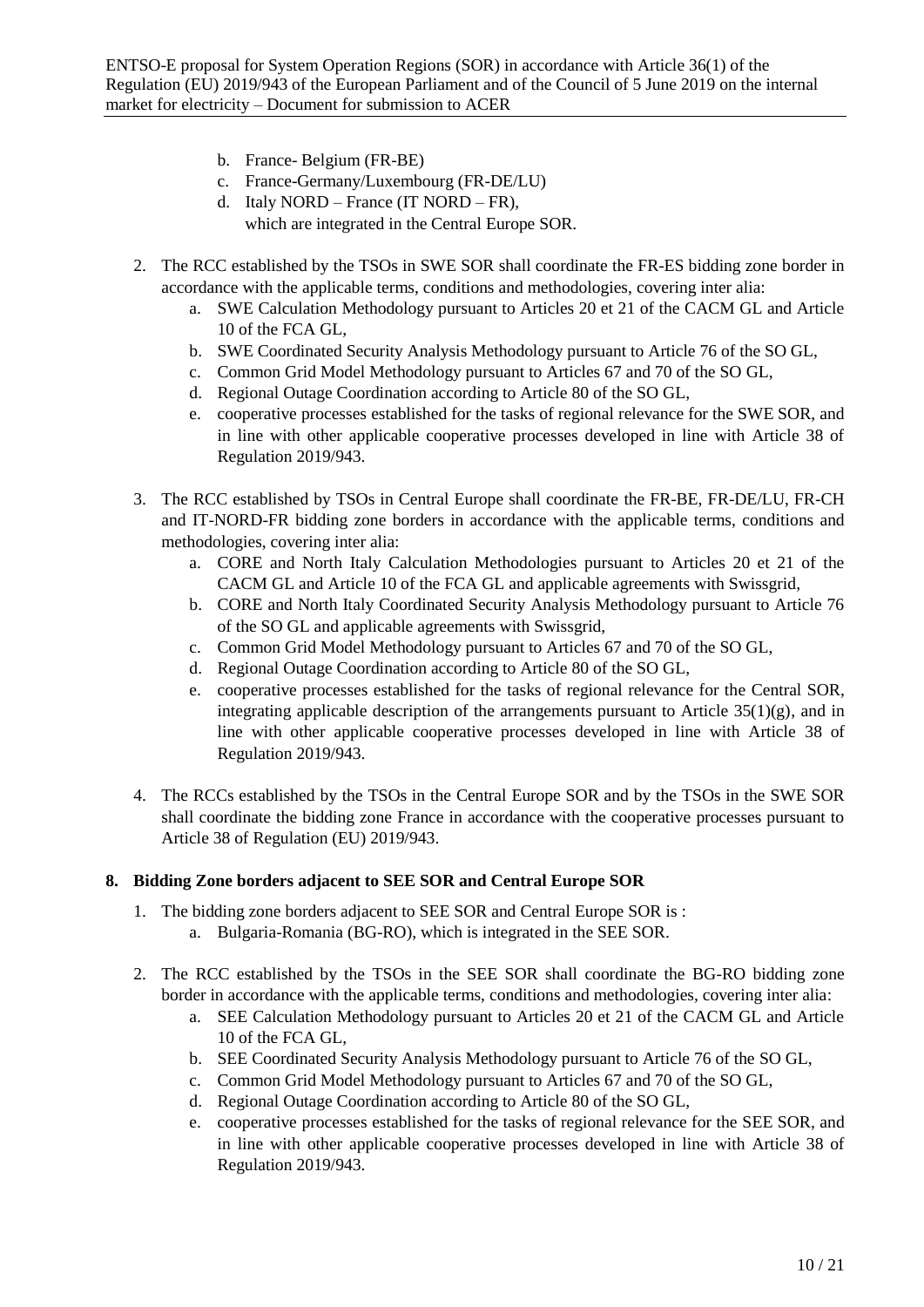b. France- Belgium (FR-BE)
   c. France-Germany/Luxembourg (FR-DE/LU)
   d. Italy NORD – France (IT NORD – FR),
   which are integrated in the Central Europe SOR.

2. The RCC established by the TSOs in SWE SOR shall coordinate the FR-ES bidding zone border in accordance with the applicable terms, conditions and methodologies, covering inter alia:
   a. SWE Calculation Methodology pursuant to Articles 20 et 21 of the CACM GL and Article 10 of the FCA GL,
   b. SWE Coordinated Security Analysis Methodology pursuant to Article 76 of the SO GL,
   c. Common Grid Model Methodology pursuant to Articles 67 and 70 of the SO GL,
   d. Regional Outage Coordination according to Article 80 of the SO GL,
   e. cooperative processes established for the tasks of regional relevance for the SWE SOR, and in line with other applicable cooperative processes developed in line with Article 38 of Regulation 2019/943.

3. The RCC established by TSOs in Central Europe shall coordinate the FR-BE, FR-DE/LU, FR-CH and IT-NORD-FR bidding zone borders in accordance with the applicable terms, conditions and methodologies, covering inter alia:
   a. CORE and North Italy Calculation Methodologies pursuant to Articles 20 et 21 of the CACM GL and Article 10 of the FCA GL and applicable agreements with Swissgrid,
   b. CORE and North Italy Coordinated Security Analysis Methodology pursuant to Article 76 of the SO GL and applicable agreements with Swissgrid,
   c. Common Grid Model Methodology pursuant to Articles 67 and 70 of the SO GL,
   d. Regional Outage Coordination according to Article 80 of the SO GL,
   e. cooperative processes established for the tasks of regional relevance for the Central SOR, integrating applicable description of the arrangements pursuant to Article 35(1)(g), and in line with other applicable cooperative processes developed in line with Article 38 of Regulation 2019/943.

4. The RCCs established by the TSOs in the Central Europe SOR and by the TSOs in the SWE SOR shall coordinate the bidding zone France in accordance with the cooperative processes pursuant to Article 38 of Regulation (EU) 2019/943.

## 8. Bidding Zone borders adjacent to SEE SOR and Central Europe SOR

1. The bidding zone borders adjacent to SEE SOR and Central Europe SOR is :
   a. Bulgaria-Romania (BG-RO), which is integrated in the SEE SOR.

2. The RCC established by the TSOs in the SEE SOR shall coordinate the BG-RO bidding zone border in accordance with the applicable terms, conditions and methodologies, covering inter alia:
   a. SEE Calculation Methodology pursuant to Articles 20 et 21 of the CACM GL and Article 10 of the FCA GL,
   b. SEE Coordinated Security Analysis Methodology pursuant to Article 76 of the SO GL,
   c. Common Grid Model Methodology pursuant to Articles 67 and 70 of the SO GL,
   d. Regional Outage Coordination according to Article 80 of the SO GL,
   e. cooperative processes established for the tasks of regional relevance for the SEE SOR, and in line with other applicable cooperative processes developed in line with Article 38 of Regulation 2019/943.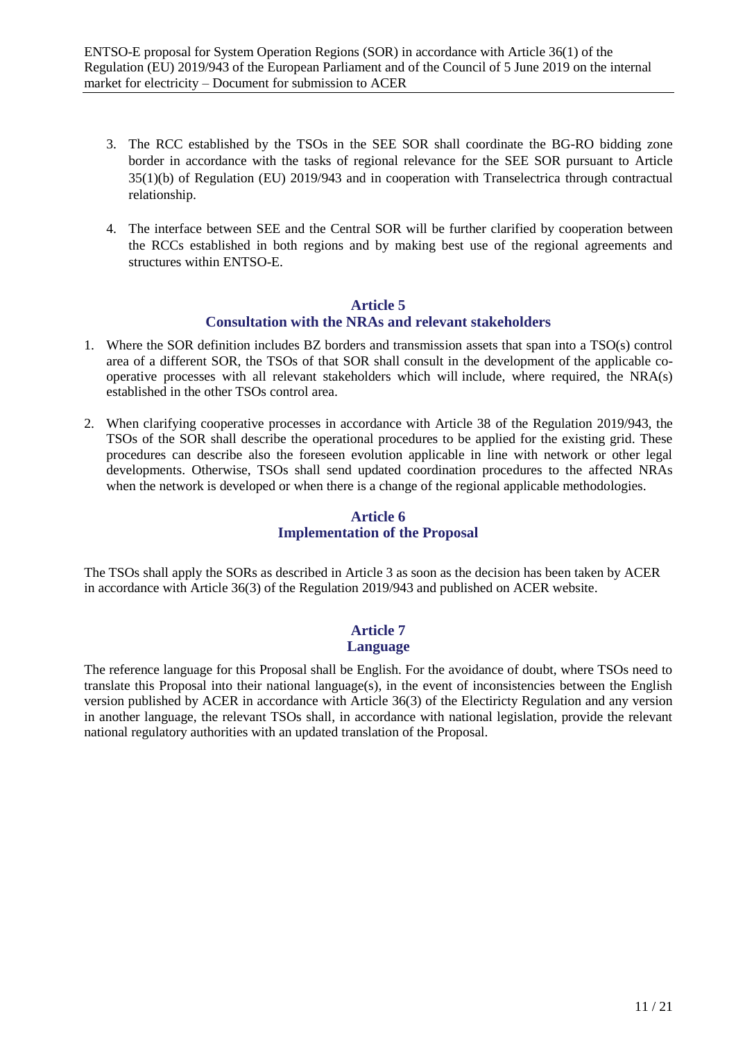3. The RCC established by the TSOs in the SEE SOR shall coordinate the BG-RO bidding zone border in accordance with the tasks of regional relevance for the SEE SOR pursuant to Article 35(1)(b) of Regulation (EU) 2019/943 and in cooperation with Transelectrica through contractual relationship.

4. The interface between SEE and the Central SOR will be further clarified by cooperation between the RCCs established in both regions and by making best use of the regional agreements and structures within ENTSO-E.

## Article 5
## Consultation with the NRAs and relevant stakeholders

1. Where the SOR definition includes BZ borders and transmission assets that span into a TSO(s) control area of a different SOR, the TSOs of that SOR shall consult in the development of the applicable co-operative processes with all relevant stakeholders which will include, where required, the NRA(s) established in the other TSOs control area.

2. When clarifying cooperative processes in accordance with Article 38 of the Regulation 2019/943, the TSOs of the SOR shall describe the operational procedures to be applied for the existing grid. These procedures can describe also the foreseen evolution applicable in line with network or other legal developments. Otherwise, TSOs shall send updated coordination procedures to the affected NRAs when the network is developed or when there is a change of the regional applicable methodologies.

## Article 6
## Implementation of the Proposal

The TSOs shall apply the SORs as described in Article 3 as soon as the decision has been taken by ACER in accordance with Article 36(3) of the Regulation 2019/943 and published on ACER website.

## Article 7
## Language

The reference language for this Proposal shall be English. For the avoidance of doubt, where TSOs need to translate this Proposal into their national language(s), in the event of inconsistencies between the English version published by ACER in accordance with Article 36(3) of the Electiricty Regulation and any version in another language, the relevant TSOs shall, in accordance with national legislation, provide the relevant national regulatory authorities with an updated translation of the Proposal.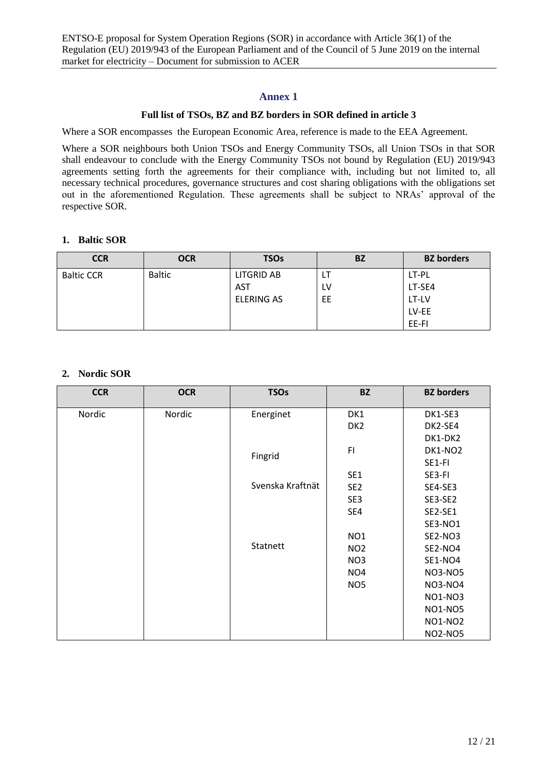## Annex 1

**Full list of TSOs, BZ and BZ borders in SOR defined in article 3**

Where a SOR encompasses the European Economic Area, reference is made to the EEA Agreement.

Where a SOR neighbours both Union TSOs and Energy Community TSOs, all Union TSOs in that SOR shall endeavour to conclude with the Energy Community TSOs not bound by Regulation (EU) 2019/943 agreements setting forth the agreements for their compliance with, including but not limited to, all necessary technical procedures, governance structures and cost sharing obligations with the obligations set out in the aforementioned Regulation. These agreements shall be subject to NRAs' approval of the respective SOR.

### 1. Baltic SOR

| CCR | OCR | TSOs | BZ | BZ borders |
|---|---|---|---|---|
| Baltic CCR | Baltic | LITGRID AB<br>AST<br>ELERING AS | LT<br>LV<br>EE | LT-PL<br>LT-SE4<br>LT-LV<br>LV-EE<br>EE-FI |

### 2. Nordic SOR

| CCR | OCR | TSOs | BZ | BZ borders |
|---|---|---|---|---|
| Nordic | Nordic | Energinet<br><br><br>Fingrid<br><br>Svenska Kraftnät<br><br><br><br><br>Statnett | DK1<br>DK2<br><br>FI<br><br>SE1<br>SE2<br>SE3<br>SE4<br><br>NO1<br>NO2<br>NO3<br>NO4<br>NO5 | DK1-SE3<br>DK2-SE4<br>DK1-DK2<br>DK1-NO2<br>SE1-FI<br>SE3-FI<br>SE4-SE3<br>SE3-SE2<br>SE2-SE1<br>SE3-NO1<br>SE2-NO3<br>SE2-NO4<br>SE1-NO4<br>NO3-NO5<br>NO3-NO4<br>NO1-NO3<br>NO1-NO5<br>NO1-NO2<br>NO2-NO5 |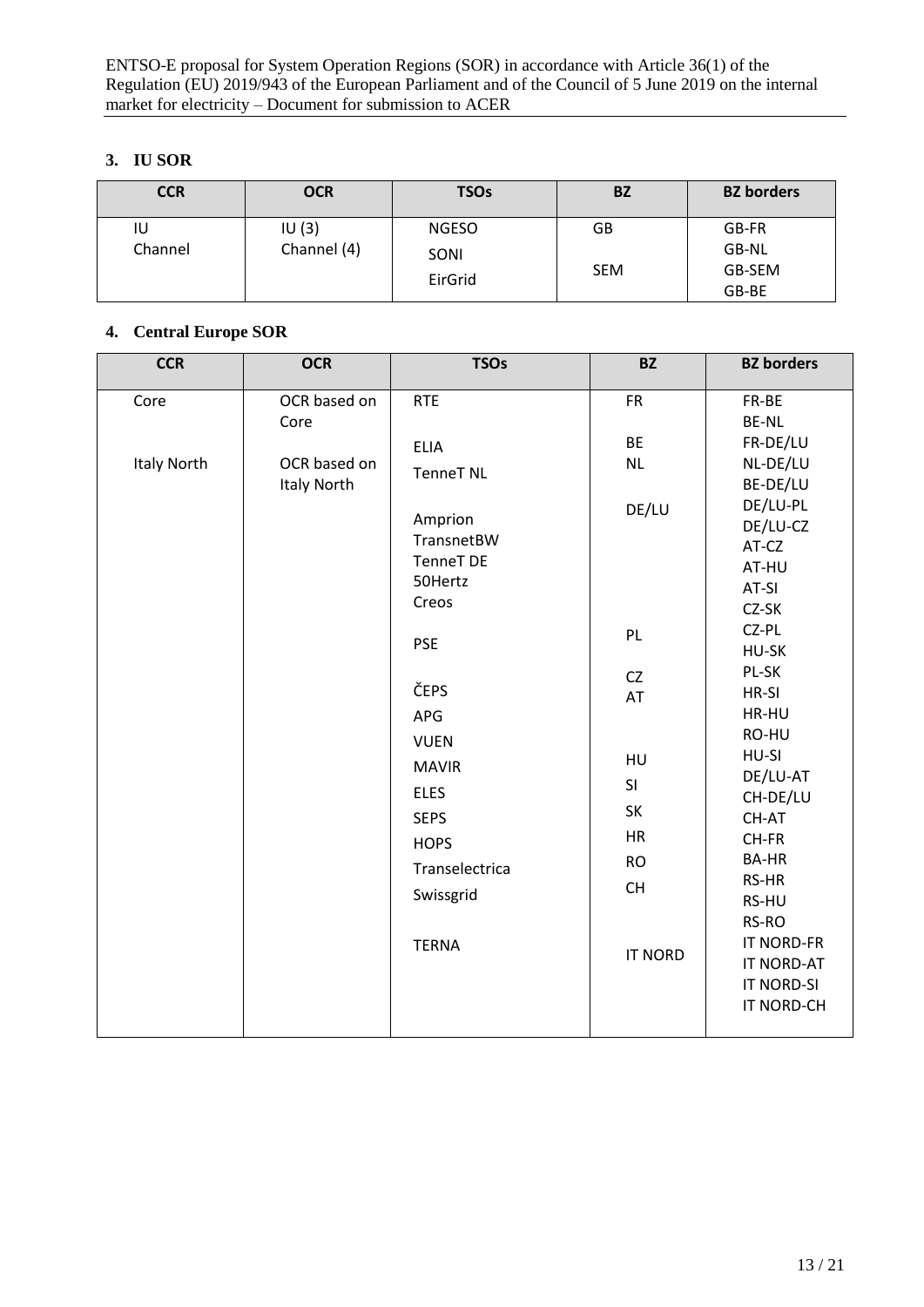## 3. IU SOR

| CCR | OCR | TSOs | BZ | BZ borders |
|---|---|---|---|---|
| IU<br>Channel | IU (3)<br>Channel (4) | NGESO<br>SONI<br>EirGrid | GB<br><br>SEM | GB-FR<br>GB-NL<br>GB-SEM<br>GB-BE |

## 4. Central Europe SOR

| CCR | OCR | TSOs | BZ | BZ borders |
|---|---|---|---|---|
| Core<br><br>Italy North | OCR based on Core<br><br>OCR based on Italy North | RTE<br><br>ELIA<br>TenneT NL<br><br>Amprion<br>TransnetBW<br>TenneT DE<br>50Hertz<br>Creos<br><br>PSE<br><br>ČEPS<br>APG<br>VUEN<br>MAVIR<br>ELES<br>SEPS<br>HOPS<br>Transelectrica<br>Swissgrid<br><br>TERNA | FR<br><br>BE<br>NL<br><br>DE/LU<br><br>PL<br><br>CZ<br>AT<br><br>HU<br>SI<br>SK<br>HR<br>RO<br>CH<br><br>IT NORD | FR-BE<br>BE-NL<br>FR-DE/LU<br>NL-DE/LU<br>BE-DE/LU<br>DE/LU-PL<br>DE/LU-CZ<br>AT-CZ<br>AT-HU<br>AT-SI<br>CZ-SK<br>CZ-PL<br>HU-SK<br>PL-SK<br>HR-SI<br>HR-HU<br>RO-HU<br>HU-SI<br>DE/LU-AT<br>CH-DE/LU<br>CH-AT<br>CH-FR<br>BA-HR<br>RS-HR<br>RS-HU<br>RS-RO<br>IT NORD-FR<br>IT NORD-AT<br>IT NORD-SI<br>IT NORD-CH |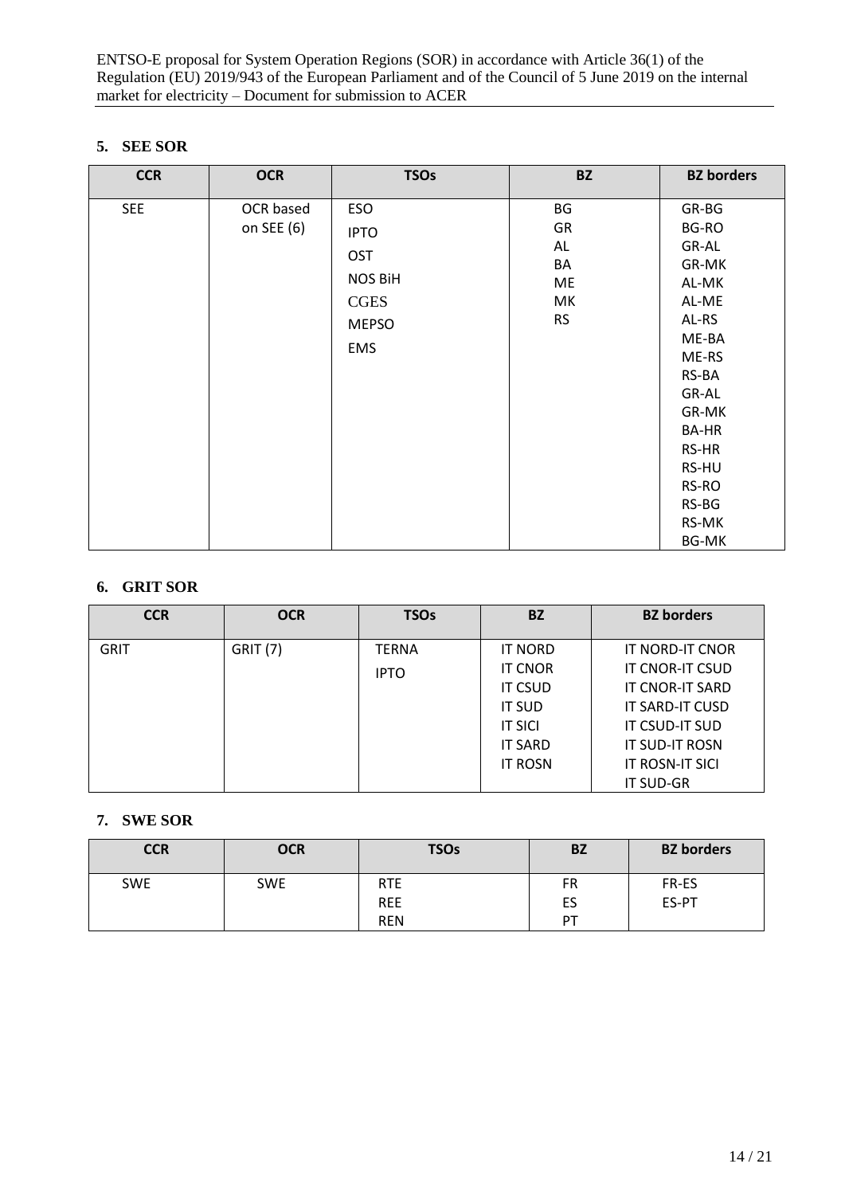## 5. SEE SOR

| CCR | OCR | TSOs | BZ | BZ borders |
|---|---|---|---|---|
| SEE | OCR based on SEE (6) | ESO<br>IPTO<br>OST<br>NOS BiH<br>CGES<br>MEPSO<br>EMS | BG<br>GR<br>AL<br>BA<br>ME<br>MK<br>RS | GR-BG<br>BG-RO<br>GR-AL<br>GR-MK<br>AL-MK<br>AL-ME<br>AL-RS<br>ME-BA<br>ME-RS<br>RS-BA<br>GR-AL<br>GR-MK<br>BA-HR<br>RS-HR<br>RS-HU<br>RS-RO<br>RS-BG<br>RS-MK<br>BG-MK |

## 6. GRIT SOR

| CCR | OCR | TSOs | BZ | BZ borders |
|---|---|---|---|---|
| GRIT | GRIT (7) | TERNA<br>IPTO | IT NORD<br>IT CNOR<br>IT CSUD<br>IT SUD<br>IT SICI<br>IT SARD<br>IT ROSN | IT NORD-IT CNOR<br>IT CNOR-IT CSUD<br>IT CNOR-IT SARD<br>IT SARD-IT CUSD<br>IT CSUD-IT SUD<br>IT SUD-IT ROSN<br>IT ROSN-IT SICI<br>IT SUD-GR |

## 7. SWE SOR

| CCR | OCR | TSOs | BZ | BZ borders |
|---|---|---|---|---|
| SWE | SWE | RTE<br>REE<br>REN | FR<br>ES<br>PT | FR-ES<br>ES-PT |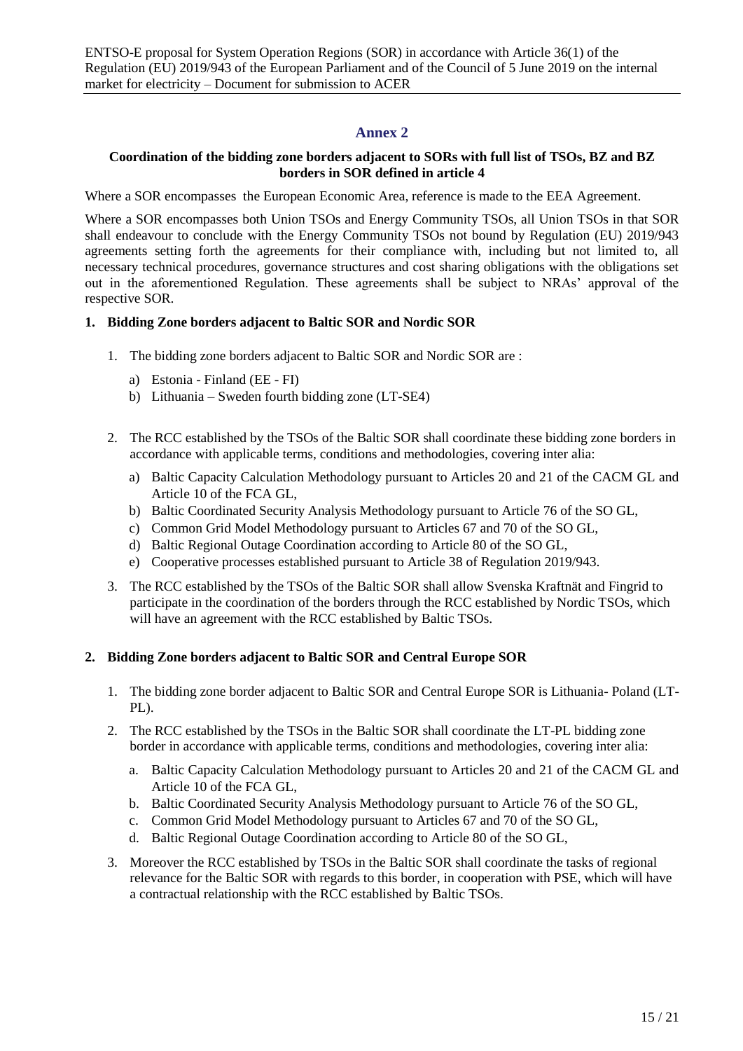## Annex 2

**Coordination of the bidding zone borders adjacent to SORs with full list of TSOs, BZ and BZ borders in SOR defined in article 4**

Where a SOR encompasses the European Economic Area, reference is made to the EEA Agreement.

Where a SOR encompasses both Union TSOs and Energy Community TSOs, all Union TSOs in that SOR shall endeavour to conclude with the Energy Community TSOs not bound by Regulation (EU) 2019/943 agreements setting forth the agreements for their compliance with, including but not limited to, all necessary technical procedures, governance structures and cost sharing obligations with the obligations set out in the aforementioned Regulation. These agreements shall be subject to NRAs' approval of the respective SOR.

### 1. Bidding Zone borders adjacent to Baltic SOR and Nordic SOR

1. The bidding zone borders adjacent to Baltic SOR and Nordic SOR are :
   a) Estonia - Finland (EE - FI)
   b) Lithuania – Sweden fourth bidding zone (LT-SE4)
2. The RCC established by the TSOs of the Baltic SOR shall coordinate these bidding zone borders in accordance with applicable terms, conditions and methodologies, covering inter alia:
   a) Baltic Capacity Calculation Methodology pursuant to Articles 20 and 21 of the CACM GL and Article 10 of the FCA GL,
   b) Baltic Coordinated Security Analysis Methodology pursuant to Article 76 of the SO GL,
   c) Common Grid Model Methodology pursuant to Articles 67 and 70 of the SO GL,
   d) Baltic Regional Outage Coordination according to Article 80 of the SO GL,
   e) Cooperative processes established pursuant to Article 38 of Regulation 2019/943.
3. The RCC established by the TSOs of the Baltic SOR shall allow Svenska Kraftnät and Fingrid to participate in the coordination of the borders through the RCC established by Nordic TSOs, which will have an agreement with the RCC established by Baltic TSOs.

### 2. Bidding Zone borders adjacent to Baltic SOR and Central Europe SOR

1. The bidding zone border adjacent to Baltic SOR and Central Europe SOR is Lithuania- Poland (LT-PL).
2. The RCC established by the TSOs in the Baltic SOR shall coordinate the LT-PL bidding zone border in accordance with applicable terms, conditions and methodologies, covering inter alia:
   a. Baltic Capacity Calculation Methodology pursuant to Articles 20 and 21 of the CACM GL and Article 10 of the FCA GL,
   b. Baltic Coordinated Security Analysis Methodology pursuant to Article 76 of the SO GL,
   c. Common Grid Model Methodology pursuant to Articles 67 and 70 of the SO GL,
   d. Baltic Regional Outage Coordination according to Article 80 of the SO GL,
3. Moreover the RCC established by TSOs in the Baltic SOR shall coordinate the tasks of regional relevance for the Baltic SOR with regards to this border, in cooperation with PSE, which will have a contractual relationship with the RCC established by Baltic TSOs.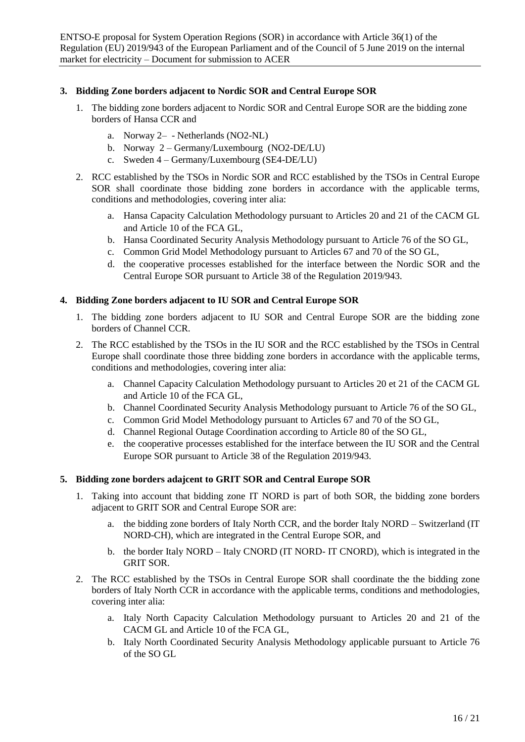## 3. Bidding Zone borders adjacent to Nordic SOR and Central Europe SOR

1. The bidding zone borders adjacent to Nordic SOR and Central Europe SOR are the bidding zone borders of Hansa CCR and
   a. Norway 2– - Netherlands (NO2-NL)
   b. Norway 2 – Germany/Luxembourg (NO2-DE/LU)
   c. Sweden 4 – Germany/Luxembourg (SE4-DE/LU)
2. RCC established by the TSOs in Nordic SOR and RCC established by the TSOs in Central Europe SOR shall coordinate those bidding zone borders in accordance with the applicable terms, conditions and methodologies, covering inter alia:
   a. Hansa Capacity Calculation Methodology pursuant to Articles 20 and 21 of the CACM GL and Article 10 of the FCA GL,
   b. Hansa Coordinated Security Analysis Methodology pursuant to Article 76 of the SO GL,
   c. Common Grid Model Methodology pursuant to Articles 67 and 70 of the SO GL,
   d. the cooperative processes established for the interface between the Nordic SOR and the Central Europe SOR pursuant to Article 38 of the Regulation 2019/943.

## 4. Bidding Zone borders adjacent to IU SOR and Central Europe SOR

1. The bidding zone borders adjacent to IU SOR and Central Europe SOR are the bidding zone borders of Channel CCR.
2. The RCC established by the TSOs in the IU SOR and the RCC established by the TSOs in Central Europe shall coordinate those three bidding zone borders in accordance with the applicable terms, conditions and methodologies, covering inter alia:
   a. Channel Capacity Calculation Methodology pursuant to Articles 20 et 21 of the CACM GL and Article 10 of the FCA GL,
   b. Channel Coordinated Security Analysis Methodology pursuant to Article 76 of the SO GL,
   c. Common Grid Model Methodology pursuant to Articles 67 and 70 of the SO GL,
   d. Channel Regional Outage Coordination according to Article 80 of the SO GL,
   e. the cooperative processes established for the interface between the IU SOR and the Central Europe SOR pursuant to Article 38 of the Regulation 2019/943.

## 5. Bidding zone borders adajcent to GRIT SOR and Central Europe SOR

1. Taking into account that bidding zone IT NORD is part of both SOR, the bidding zone borders adjacent to GRIT SOR and Central Europe SOR are:
   a. the bidding zone borders of Italy North CCR, and the border Italy NORD – Switzerland (IT NORD-CH), which are integrated in the Central Europe SOR, and
   b. the border Italy NORD – Italy CNORD (IT NORD- IT CNORD), which is integrated in the GRIT SOR.
2. The RCC established by the TSOs in Central Europe SOR shall coordinate the the bidding zone borders of Italy North CCR in accordance with the applicable terms, conditions and methodologies, covering inter alia:
   a. Italy North Capacity Calculation Methodology pursuant to Articles 20 and 21 of the CACM GL and Article 10 of the FCA GL,
   b. Italy North Coordinated Security Analysis Methodology applicable pursuant to Article 76 of the SO GL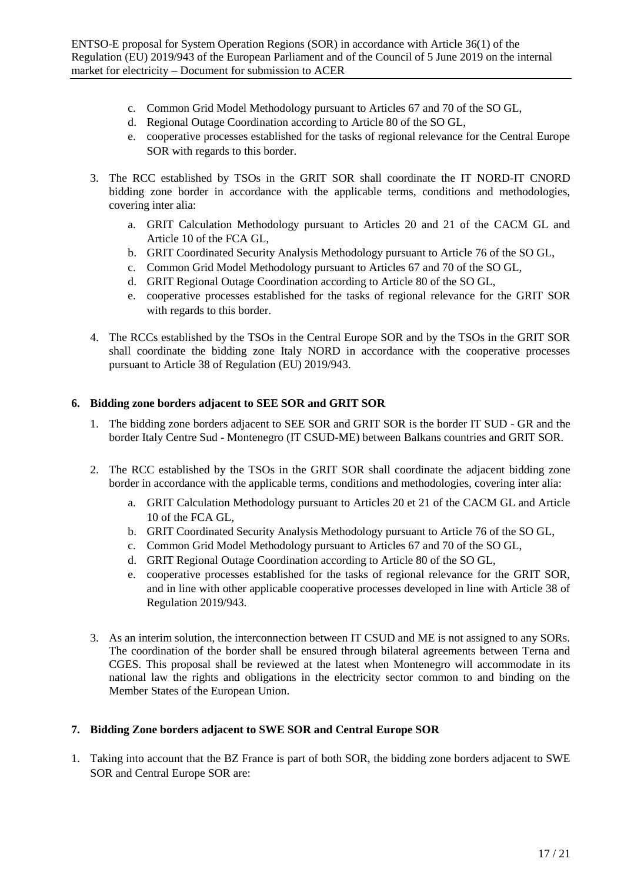c. Common Grid Model Methodology pursuant to Articles 67 and 70 of the SO GL,
   d. Regional Outage Coordination according to Article 80 of the SO GL,
   e. cooperative processes established for the tasks of regional relevance for the Central Europe SOR with regards to this border.

3. The RCC established by TSOs in the GRIT SOR shall coordinate the IT NORD-IT CNORD bidding zone border in accordance with the applicable terms, conditions and methodologies, covering inter alia:
   a. GRIT Calculation Methodology pursuant to Articles 20 and 21 of the CACM GL and Article 10 of the FCA GL,
   b. GRIT Coordinated Security Analysis Methodology pursuant to Article 76 of the SO GL,
   c. Common Grid Model Methodology pursuant to Articles 67 and 70 of the SO GL,
   d. GRIT Regional Outage Coordination according to Article 80 of the SO GL,
   e. cooperative processes established for the tasks of regional relevance for the GRIT SOR with regards to this border.

4. The RCCs established by the TSOs in the Central Europe SOR and by the TSOs in the GRIT SOR shall coordinate the bidding zone Italy NORD in accordance with the cooperative processes pursuant to Article 38 of Regulation (EU) 2019/943.

**6. Bidding zone borders adjacent to SEE SOR and GRIT SOR**

1. The bidding zone borders adjacent to SEE SOR and GRIT SOR is the border IT SUD - GR and the border Italy Centre Sud - Montenegro (IT CSUD-ME) between Balkans countries and GRIT SOR.

2. The RCC established by the TSOs in the GRIT SOR shall coordinate the adjacent bidding zone border in accordance with the applicable terms, conditions and methodologies, covering inter alia:
   a. GRIT Calculation Methodology pursuant to Articles 20 et 21 of the CACM GL and Article 10 of the FCA GL,
   b. GRIT Coordinated Security Analysis Methodology pursuant to Article 76 of the SO GL,
   c. Common Grid Model Methodology pursuant to Articles 67 and 70 of the SO GL,
   d. GRIT Regional Outage Coordination according to Article 80 of the SO GL,
   e. cooperative processes established for the tasks of regional relevance for the GRIT SOR, and in line with other applicable cooperative processes developed in line with Article 38 of Regulation 2019/943.

3. As an interim solution, the interconnection between IT CSUD and ME is not assigned to any SORs. The coordination of the border shall be ensured through bilateral agreements between Terna and CGES. This proposal shall be reviewed at the latest when Montenegro will accommodate in its national law the rights and obligations in the electricity sector common to and binding on the Member States of the European Union.

**7. Bidding Zone borders adjacent to SWE SOR and Central Europe SOR**

1. Taking into account that the BZ France is part of both SOR, the bidding zone borders adjacent to SWE SOR and Central Europe SOR are: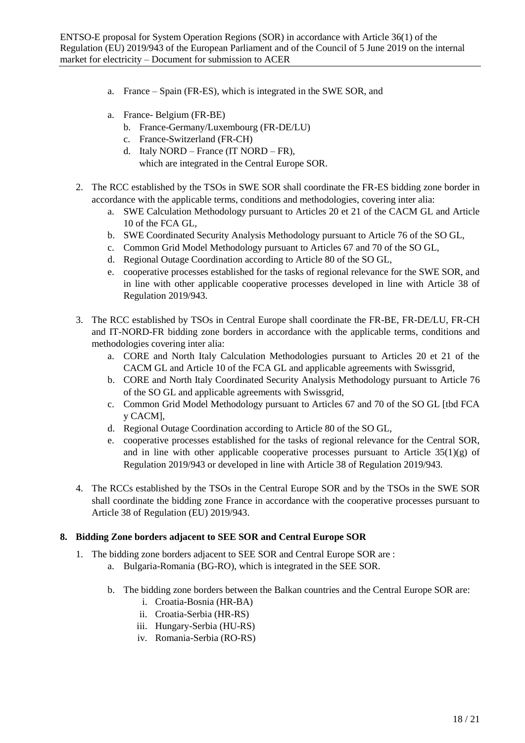a. France – Spain (FR-ES), which is integrated in the SWE SOR, and

a. France- Belgium (FR-BE)
   b. France-Germany/Luxembourg (FR-DE/LU)
   c. France-Switzerland (FR-CH)
   d. Italy NORD – France (IT NORD – FR),
   which are integrated in the Central Europe SOR.

2. The RCC established by the TSOs in SWE SOR shall coordinate the FR-ES bidding zone border in accordance with the applicable terms, conditions and methodologies, covering inter alia:
   a. SWE Calculation Methodology pursuant to Articles 20 et 21 of the CACM GL and Article 10 of the FCA GL,
   b. SWE Coordinated Security Analysis Methodology pursuant to Article 76 of the SO GL,
   c. Common Grid Model Methodology pursuant to Articles 67 and 70 of the SO GL,
   d. Regional Outage Coordination according to Article 80 of the SO GL,
   e. cooperative processes established for the tasks of regional relevance for the SWE SOR, and in line with other applicable cooperative processes developed in line with Article 38 of Regulation 2019/943.

3. The RCC established by TSOs in Central Europe shall coordinate the FR-BE, FR-DE/LU, FR-CH and IT-NORD-FR bidding zone borders in accordance with the applicable terms, conditions and methodologies covering inter alia:
   a. CORE and North Italy Calculation Methodologies pursuant to Articles 20 et 21 of the CACM GL and Article 10 of the FCA GL and applicable agreements with Swissgrid,
   b. CORE and North Italy Coordinated Security Analysis Methodology pursuant to Article 76 of the SO GL and applicable agreements with Swissgrid,
   c. Common Grid Model Methodology pursuant to Articles 67 and 70 of the SO GL [tbd FCA y CACM],
   d. Regional Outage Coordination according to Article 80 of the SO GL,
   e. cooperative processes established for the tasks of regional relevance for the Central SOR, and in line with other applicable cooperative processes pursuant to Article 35(1)(g) of Regulation 2019/943 or developed in line with Article 38 of Regulation 2019/943.

4. The RCCs established by the TSOs in the Central Europe SOR and by the TSOs in the SWE SOR shall coordinate the bidding zone France in accordance with the cooperative processes pursuant to Article 38 of Regulation (EU) 2019/943.

## 8. Bidding Zone borders adjacent to SEE SOR and Central Europe SOR

1. The bidding zone borders adjacent to SEE SOR and Central Europe SOR are :
   a. Bulgaria-Romania (BG-RO), which is integrated in the SEE SOR.

   b. The bidding zone borders between the Balkan countries and the Central Europe SOR are:
      i. Croatia-Bosnia (HR-BA)
      ii. Croatia-Serbia (HR-RS)
      iii. Hungary-Serbia (HU-RS)
      iv. Romania-Serbia (RO-RS)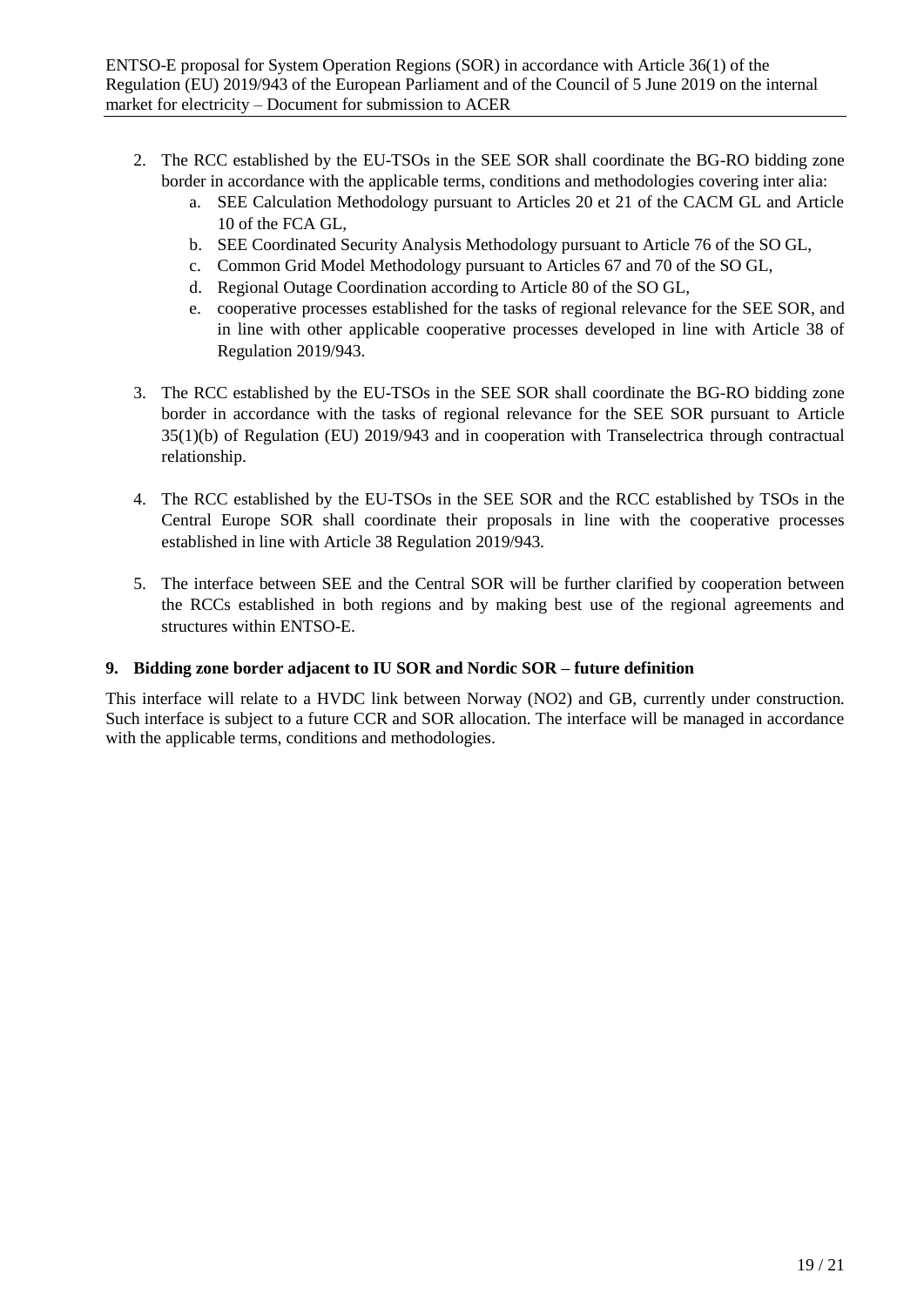2. The RCC established by the EU-TSOs in the SEE SOR shall coordinate the BG-RO bidding zone border in accordance with the applicable terms, conditions and methodologies covering inter alia:
    a. SEE Calculation Methodology pursuant to Articles 20 et 21 of the CACM GL and Article 10 of the FCA GL,
    b. SEE Coordinated Security Analysis Methodology pursuant to Article 76 of the SO GL,
    c. Common Grid Model Methodology pursuant to Articles 67 and 70 of the SO GL,
    d. Regional Outage Coordination according to Article 80 of the SO GL,
    e. cooperative processes established for the tasks of regional relevance for the SEE SOR, and in line with other applicable cooperative processes developed in line with Article 38 of Regulation 2019/943.

3. The RCC established by the EU-TSOs in the SEE SOR shall coordinate the BG-RO bidding zone border in accordance with the tasks of regional relevance for the SEE SOR pursuant to Article 35(1)(b) of Regulation (EU) 2019/943 and in cooperation with Transelectrica through contractual relationship.

4. The RCC established by the EU-TSOs in the SEE SOR and the RCC established by TSOs in the Central Europe SOR shall coordinate their proposals in line with the cooperative processes established in line with Article 38 Regulation 2019/943.

5. The interface between SEE and the Central SOR will be further clarified by cooperation between the RCCs established in both regions and by making best use of the regional agreements and structures within ENTSO-E.

## 9. Bidding zone border adjacent to IU SOR and Nordic SOR – future definition

This interface will relate to a HVDC link between Norway (NO2) and GB, currently under construction. Such interface is subject to a future CCR and SOR allocation. The interface will be managed in accordance with the applicable terms, conditions and methodologies.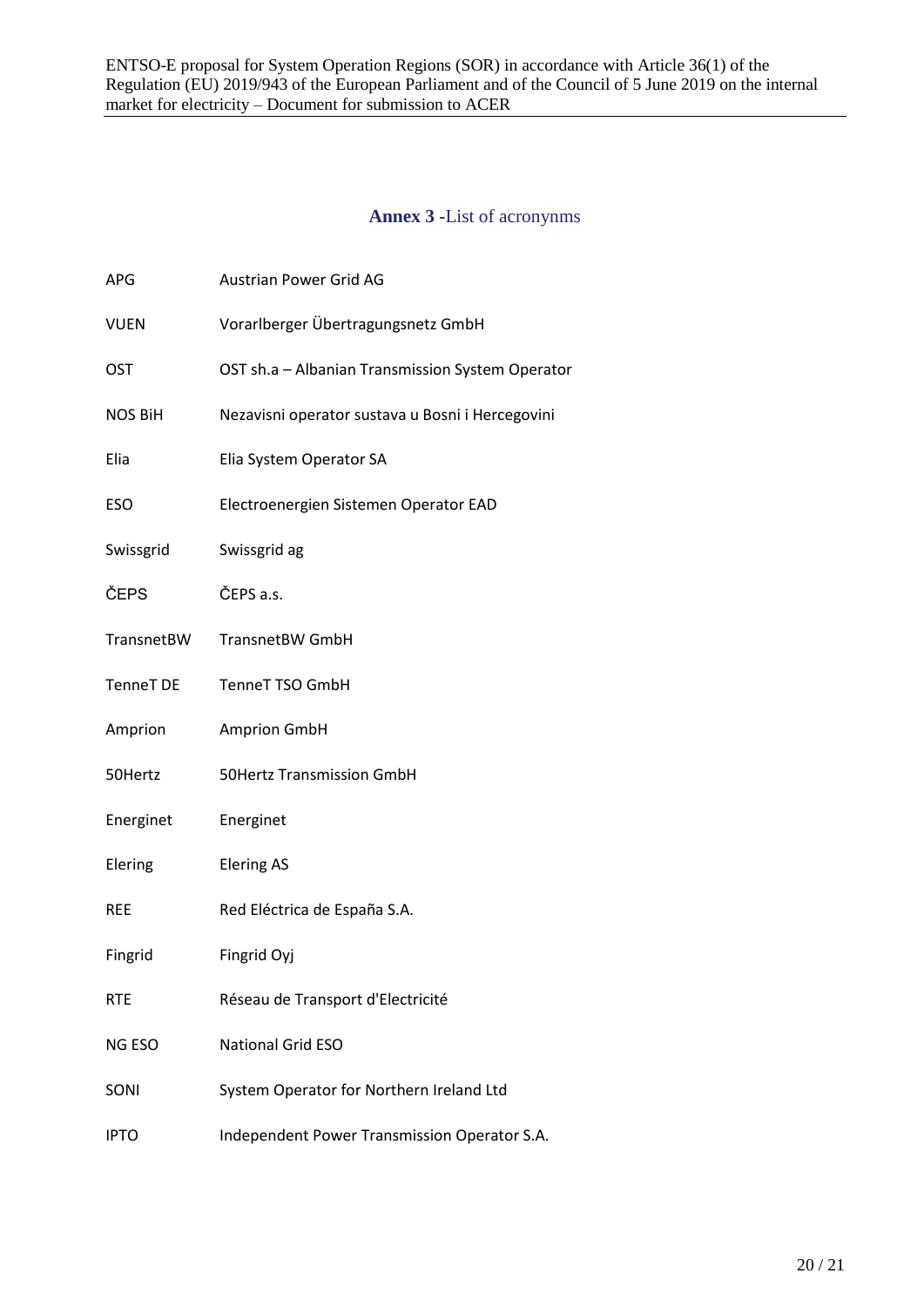## Annex 3 -List of acronynms

| | |
|---|---|
| APG | Austrian Power Grid AG |
| VUEN | Vorarlberger Übertragungsnetz GmbH |
| OST | OST sh.a – Albanian Transmission System Operator |
| NOS BiH | Nezavisni operator sustava u Bosni i Hercegovini |
| Elia | Elia System Operator SA |
| ESO | Electroenergien Sistemen Operator EAD |
| Swissgrid | Swissgrid ag |
| ČEPS | ČEPS a.s. |
| TransnetBW | TransnetBW GmbH |
| TenneT DE | TenneT TSO GmbH |
| Amprion | Amprion GmbH |
| 50Hertz | 50Hertz Transmission GmbH |
| Energinet | Energinet |
| Elering | Elering AS |
| REE | Red Eléctrica de España S.A. |
| Fingrid | Fingrid Oyj |
| RTE | Réseau de Transport d'Electricité |
| NG ESO | National Grid ESO |
| SONI | System Operator for Northern Ireland Ltd |
| IPTO | Independent Power Transmission Operator S.A. |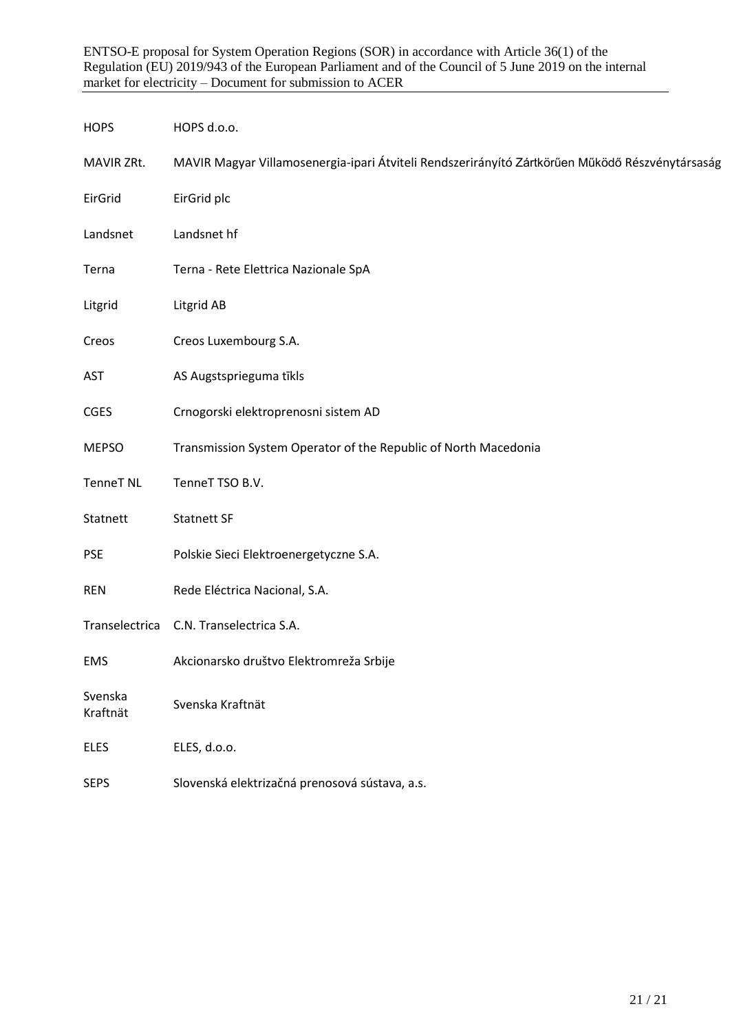| | |
|---|---|
| HOPS | HOPS d.o.o. |
| MAVIR ZRt. | MAVIR Magyar Villamosenergia-ipari Átviteli Rendszerirányító Zártkörűen Működő Részvénytársaság |
| EirGrid | EirGrid plc |
| Landsnet | Landsnet hf |
| Terna | Terna - Rete Elettrica Nazionale SpA |
| Litgrid | Litgrid AB |
| Creos | Creos Luxembourg S.A. |
| AST | AS Augstsprieguma tīkls |
| CGES | Crnogorski elektroprenosni sistem AD |
| MEPSO | Transmission System Operator of the Republic of North Macedonia |
| TenneT NL | TenneT TSO B.V. |
| Statnett | Statnett SF |
| PSE | Polskie Sieci Elektroenergetyczne S.A. |
| REN | Rede Eléctrica Nacional, S.A. |
| Transelectrica | C.N. Transelectrica S.A. |
| EMS | Akcionarsko društvo Elektromreža Srbije |
| Svenska Kraftnät | Svenska Kraftnät |
| ELES | ELES, d.o.o. |
| SEPS | Slovenská elektrizačná prenosová sústava, a.s. |